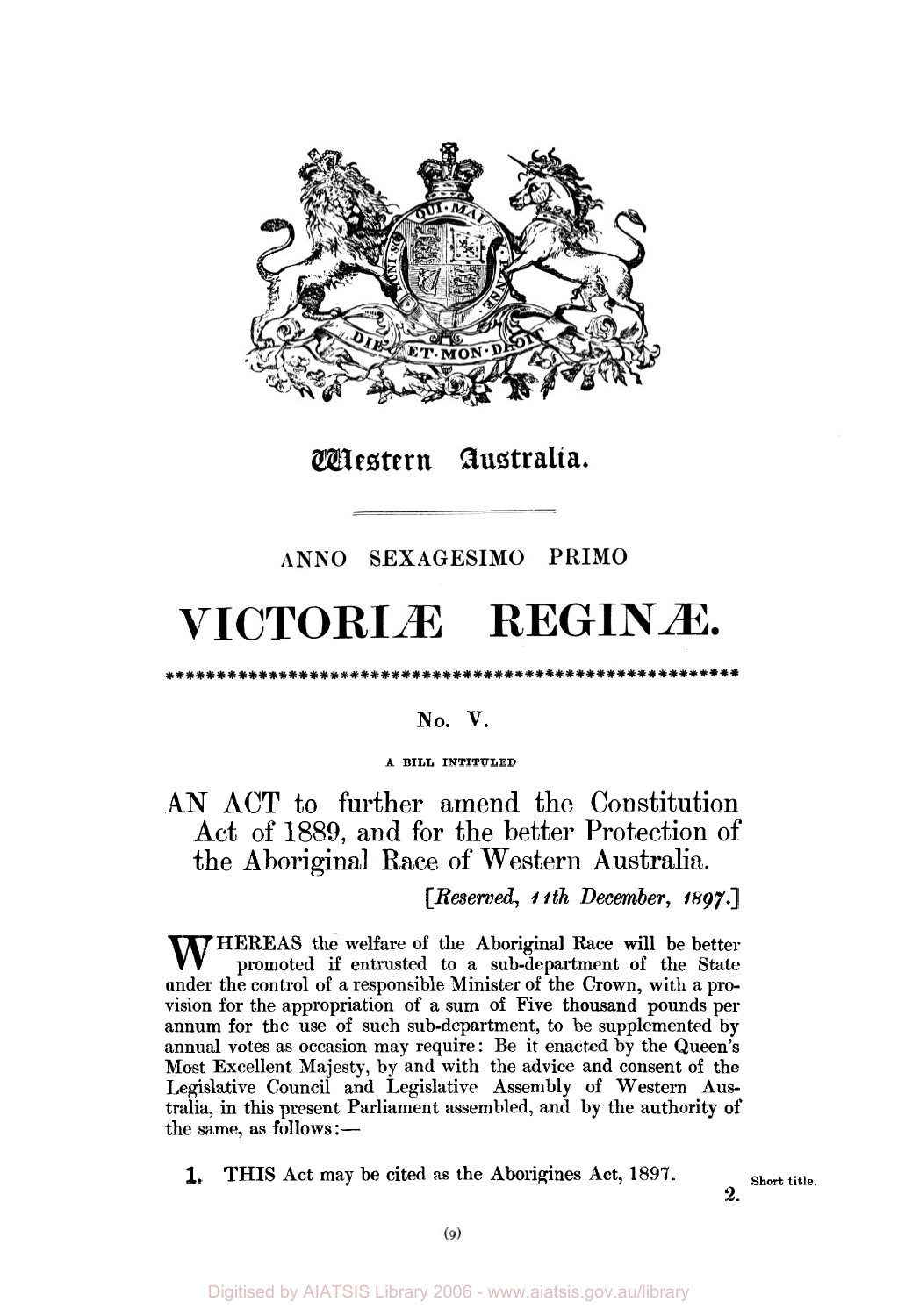# Western Australia.

ANNO SEXAGESIMO PRIMO

# VICTORIÆ REGINÆ.

\*\*\*\*\*\*\*\*\*\*\*\*\*\*\*\*\*\*\*\*\*\*\*\*\*\*\*\*\*\*\*\*\*\*\*\*\*\*\*\*\*\*\*\*\*\*\*\*\*\*\*\*\*\*\*\*\*\*\*\*

No. V.

A BILL INTITULED

## AN ACT to further amend the Constitution Act of 1889, and for the better Protection of the Aboriginal Race of Western Australia.

*[Reserved, 11th December, 1897.]*

WHEREAS the welfare of the Aboriginal Race will be better promoted if entrusted to a sub-department of the State under the control of a responsible Minister of the Crown, with a provision for the appropriation of a sum of Five thousand pounds per annum for the use of such sub-department, to be supplemented by annual votes as occasion may require: Be it enacted by the Queen's Most Excellent Majesty, by and with the advice and consent of the Legislative Council and Legislative Assembly of Western Australia, in this present Parliament assembled, and by the authority of the same, as follows:—

**1.** THIS Act may be cited as the Aborigines Act, 1897. Short title.

Digitised by AIATSIS Library 2006 - www.aiatsis.gov.au/library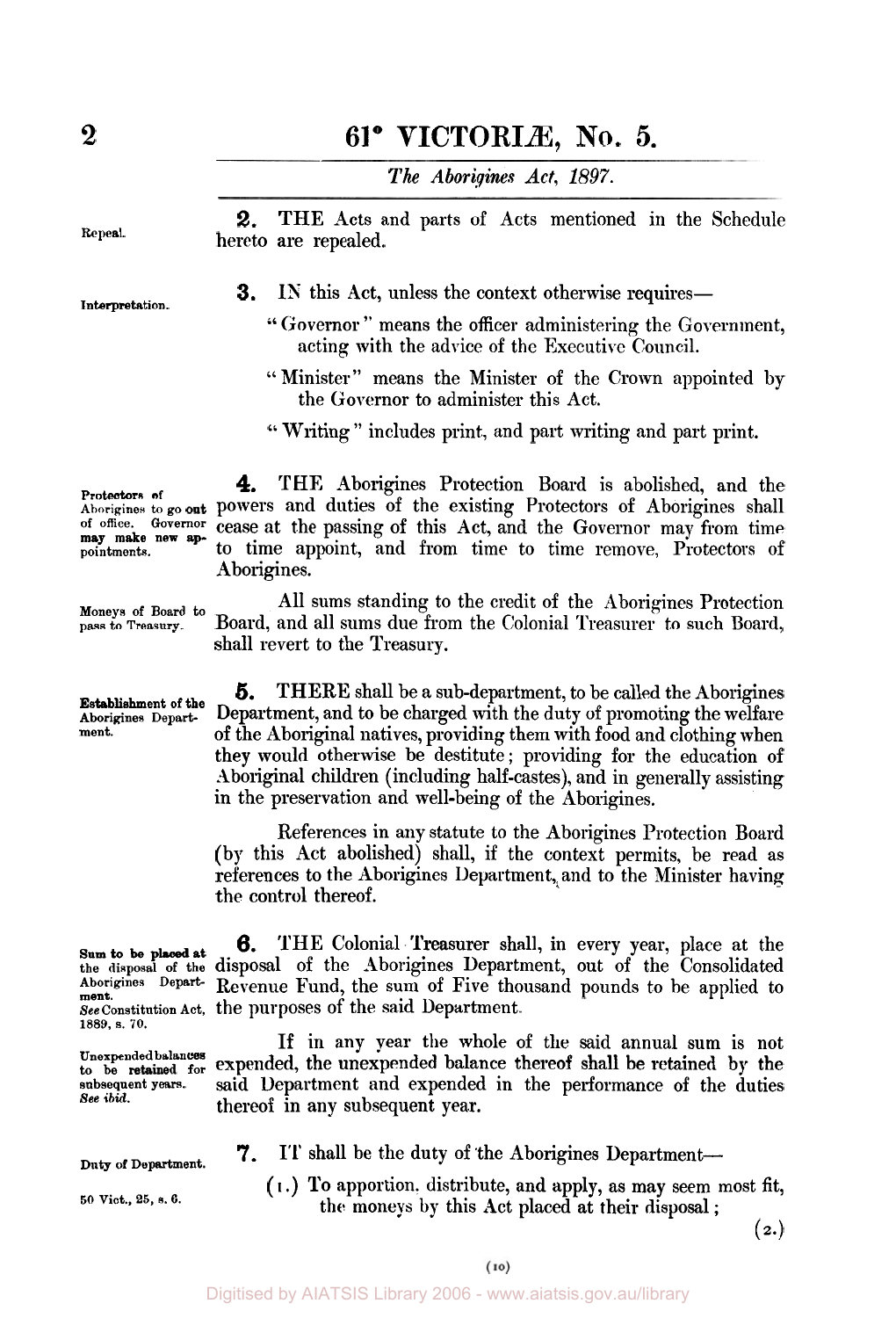**2.** THE Acts and parts of Acts mentioned in the Schedule hereto are repealed.

Repeal.

**3.** IN this Act, unless the context otherwise requires—

Interpretation.

"Governor" means the officer administering the Government, acting with the advice of the Executive Council.

"Minister" means the Minister of the Crown appointed by the Governor to administer this Act.

"Writing" includes print, and part writing and part print.

**4.** THE Aborigines Protection Board is abolished, and the powers and duties of the existing Protectors of Aborigines shall cease at the passing of this Act, and the Governor may from time to time appoint, and from time to time remove, Protectors of Aborigines.

Protectors of Aborigines to go out of office. Governor may make new appointments.

All sums standing to the credit of the Aborigines Protection Board, and all sums due from the Colonial Treasurer to such Board, shall revert to the Treasury.

Moneys of Board to pass to Treasury.

**5.** THERE shall be a sub-department, to be called the Aborigines Department, and to be charged with the duty of promoting the welfare of the Aboriginal natives, providing them with food and clothing when they would otherwise be destitute; providing for the education of Aboriginal children (including half-castes), and in generally assisting in the preservation and well-being of the Aborigines.

Establishment of the Aborigines Department.

References in any statute to the Aborigines Protection Board (by this Act abolished) shall, if the context permits, be read as references to the Aborigines Department, and to the Minister having the control thereof.

**6.** THE Colonial Treasurer shall, in every year, place at the disposal of the Aborigines Department, out of the Consolidated Revenue Fund, the sum of Five thousand pounds to be applied to the purposes of the said Department.

Sum to be placed at the disposal of the Aborigines Department. *See* Constitution Act, 1889, s. 70.

If in any year the whole of the said annual sum is not expended, the unexpended balance thereof shall be retained by the said Department and expended in the performance of the duties thereof in any subsequent year.

Unexpended balances to be retained for subsequent years. *See ibid.*

**7.** IT shall be the duty of the Aborigines Department—

Duty of Department.

50 Vict., 25, s. 6.

(1.) To apportion, distribute, and apply, as may seem most fit, the moneys by this Act placed at their disposal;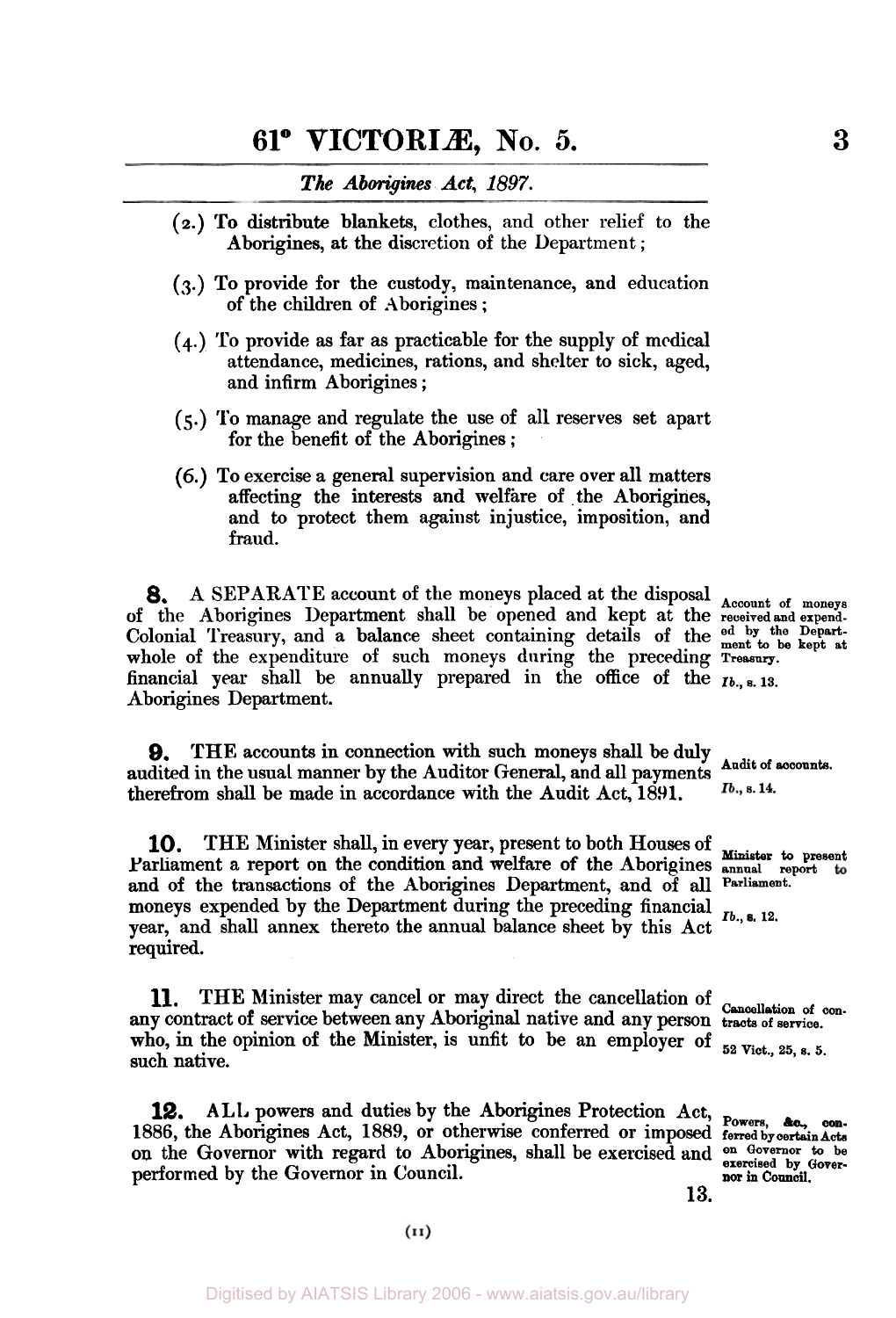(2.) To distribute blankets, clothes, and other relief to the Aborigines, at the discretion of the Department;

(3.) To provide for the custody, maintenance, and education of the children of Aborigines;

(4.) To provide as far as practicable for the supply of medical attendance, medicines, rations, and shelter to sick, aged, and infirm Aborigines;

(5.) To manage and regulate the use of all reserves set apart for the benefit of the Aborigines;

(6.) To exercise a general supervision and care over all matters affecting the interests and welfare of the Aborigines, and to protect them against injustice, imposition, and fraud.

Account of moneys received and expended by the Department to be kept at Treasury.
*Ib.*, s. 13.

**8.** A SEPARATE account of the moneys placed at the disposal of the Aborigines Department shall be opened and kept at the Colonial Treasury, and a balance sheet containing details of the whole of the expenditure of such moneys during the preceding financial year shall be annually prepared in the office of the Aborigines Department.

Audit of accounts.
*Ib.*, s. 14.

**9.** THE accounts in connection with such moneys shall be duly audited in the usual manner by the Auditor General, and all payments therefrom shall be made in accordance with the Audit Act, 1891.

Minister to present annual report to Parliament.
*Ib.*, s. 12.

**10.** THE Minister shall, in every year, present to both Houses of Parliament a report on the condition and welfare of the Aborigines and of the transactions of the Aborigines Department, and of all moneys expended by the Department during the preceding financial year, and shall annex thereto the annual balance sheet by this Act required.

Cancellation of contracts of service.
52 Vict., 25, s. 5.

**11.** THE Minister may cancel or may direct the cancellation of any contract of service between any Aboriginal native and any person who, in the opinion of the Minister, is unfit to be an employer of such native.

Powers, &c., conferred by certain Acts on Governor to be exercised by Governor in Council.

**12.** ALL powers and duties by the Aborigines Protection Act, 1886, the Aborigines Act, 1889, or otherwise conferred or imposed on the Governor with regard to Aborigines, shall be exercised and performed by the Governor in Council.

13.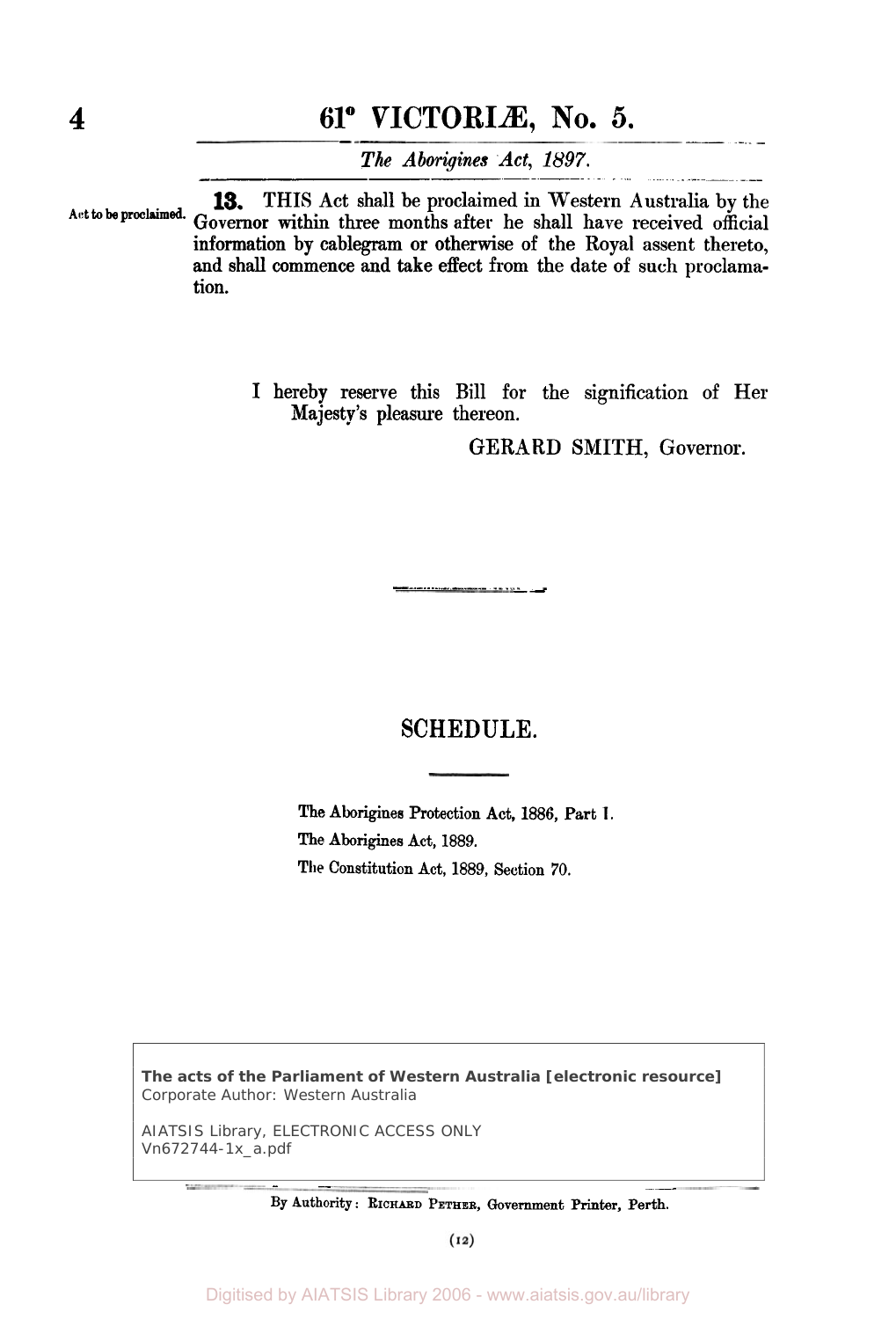**13.** THIS Act shall be proclaimed in Western Australia by the Governor within three months after he shall have received official information by cablegram or otherwise of the Royal assent thereto, and shall commence and take effect from the date of such proclamation.

Act to be proclaimed.

I hereby reserve this Bill for the signification of Her Majesty's pleasure thereon.

GERARD SMITH, Governor.

## SCHEDULE.

The Aborigines Protection Act, 1886, Part I.

The Aborigines Act, 1889.

The Constitution Act, 1889, Section 70.

**The acts of the Parliament of Western Australia [electronic resource]**
Corporate Author: Western Australia

AIATSIS Library, ELECTRONIC ACCESS ONLY
Vn672744-1x_a.pdf

By Authority: RICHARD PETHER, Government Printer, Perth.

(12)

Digitised by AIATSIS Library 2006 - www.aiatsis.gov.au/library